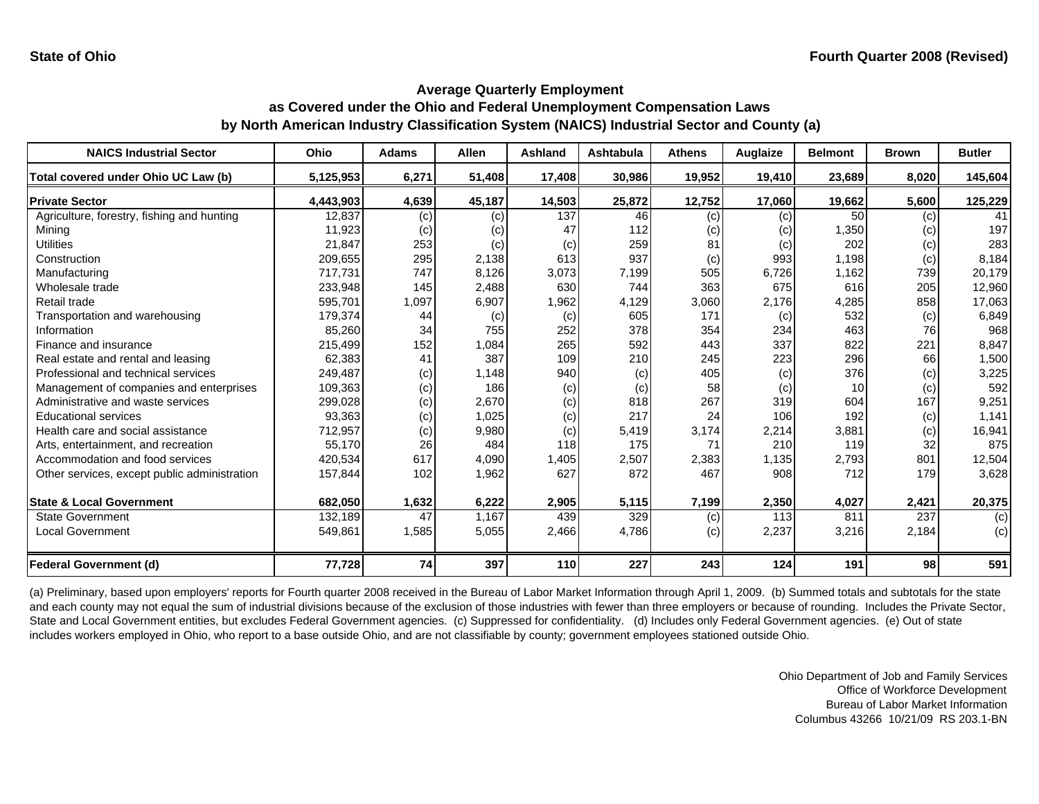State of Ohio

Fourth Quarter 2008 (Revised)

## Average Quarterly Employment
## as Covered under the Ohio and Federal Unemployment Compensation Laws
## by North American Industry Classification System (NAICS) Industrial Sector and County (a)

| NAICS Industrial Sector | Ohio | Adams | Allen | Ashland | Ashtabula | Athens | Auglaize | Belmont | Brown | Butler |
|---|---|---|---|---|---|---|---|---|---|---|
| **Total covered under Ohio UC Law (b)** | **5,125,953** | **6,271** | **51,408** | **17,408** | **30,986** | **19,952** | **19,410** | **23,689** | **8,020** | **145,604** |
| **Private Sector** | **4,443,903** | **4,639** | **45,187** | **14,503** | **25,872** | **12,752** | **17,060** | **19,662** | **5,600** | **125,229** |
| Agriculture, forestry, fishing and hunting | 12,837 | (c) | (c) | 137 | 46 | (c) | (c) | 50 | (c) | 41 |
| Mining | 11,923 | (c) | (c) | 47 | 112 | (c) | (c) | 1,350 | (c) | 197 |
| Utilities | 21,847 | 253 | (c) | (c) | 259 | 81 | (c) | 202 | (c) | 283 |
| Construction | 209,655 | 295 | 2,138 | 613 | 937 | (c) | 993 | 1,198 | (c) | 8,184 |
| Manufacturing | 717,731 | 747 | 8,126 | 3,073 | 7,199 | 505 | 6,726 | 1,162 | 739 | 20,179 |
| Wholesale trade | 233,948 | 145 | 2,488 | 630 | 744 | 363 | 675 | 616 | 205 | 12,960 |
| Retail trade | 595,701 | 1,097 | 6,907 | 1,962 | 4,129 | 3,060 | 2,176 | 4,285 | 858 | 17,063 |
| Transportation and warehousing | 179,374 | 44 | (c) | (c) | 605 | 171 | (c) | 532 | (c) | 6,849 |
| Information | 85,260 | 34 | 755 | 252 | 378 | 354 | 234 | 463 | 76 | 968 |
| Finance and insurance | 215,499 | 152 | 1,084 | 265 | 592 | 443 | 337 | 822 | 221 | 8,847 |
| Real estate and rental and leasing | 62,383 | 41 | 387 | 109 | 210 | 245 | 223 | 296 | 66 | 1,500 |
| Professional and technical services | 249,487 | (c) | 1,148 | 940 | (c) | 405 | (c) | 376 | (c) | 3,225 |
| Management of companies and enterprises | 109,363 | (c) | 186 | (c) | (c) | 58 | (c) | 10 | (c) | 592 |
| Administrative and waste services | 299,028 | (c) | 2,670 | (c) | 818 | 267 | 319 | 604 | 167 | 9,251 |
| Educational services | 93,363 | (c) | 1,025 | (c) | 217 | 24 | 106 | 192 | (c) | 1,141 |
| Health care and social assistance | 712,957 | (c) | 9,980 | (c) | 5,419 | 3,174 | 2,214 | 3,881 | (c) | 16,941 |
| Arts, entertainment, and recreation | 55,170 | 26 | 484 | 118 | 175 | 71 | 210 | 119 | 32 | 875 |
| Accommodation and food services | 420,534 | 617 | 4,090 | 1,405 | 2,507 | 2,383 | 1,135 | 2,793 | 801 | 12,504 |
| Other services, except public administration | 157,844 | 102 | 1,962 | 627 | 872 | 467 | 908 | 712 | 179 | 3,628 |
| **State & Local Government** | **682,050** | **1,632** | **6,222** | **2,905** | **5,115** | **7,199** | **2,350** | **4,027** | **2,421** | **20,375** |
| State Government | 132,189 | 47 | 1,167 | 439 | 329 | (c) | 113 | 811 | 237 | (c) |
| Local Government | 549,861 | 1,585 | 5,055 | 2,466 | 4,786 | (c) | 2,237 | 3,216 | 2,184 | (c) |
| **Federal Government (d)** | **77,728** | **74** | **397** | **110** | **227** | **243** | **124** | **191** | **98** | **591** |

(a) Preliminary, based upon employers' reports for Fourth quarter 2008 received in the Bureau of Labor Market Information through April 1, 2009. (b) Summed totals and subtotals for the state and each county may not equal the sum of industrial divisions because of the exclusion of those industries with fewer than three employers or because of rounding. Includes the Private Sector, State and Local Government entities, but excludes Federal Government agencies. (c) Suppressed for confidentiality. (d) Includes only Federal Government agencies. (e) Out of state includes workers employed in Ohio, who report to a base outside Ohio, and are not classifiable by county; government employees stationed outside Ohio.

Ohio Department of Job and Family Services
Office of Workforce Development
Bureau of Labor Market Information
Columbus 43266 10/21/09 RS 203.1-BN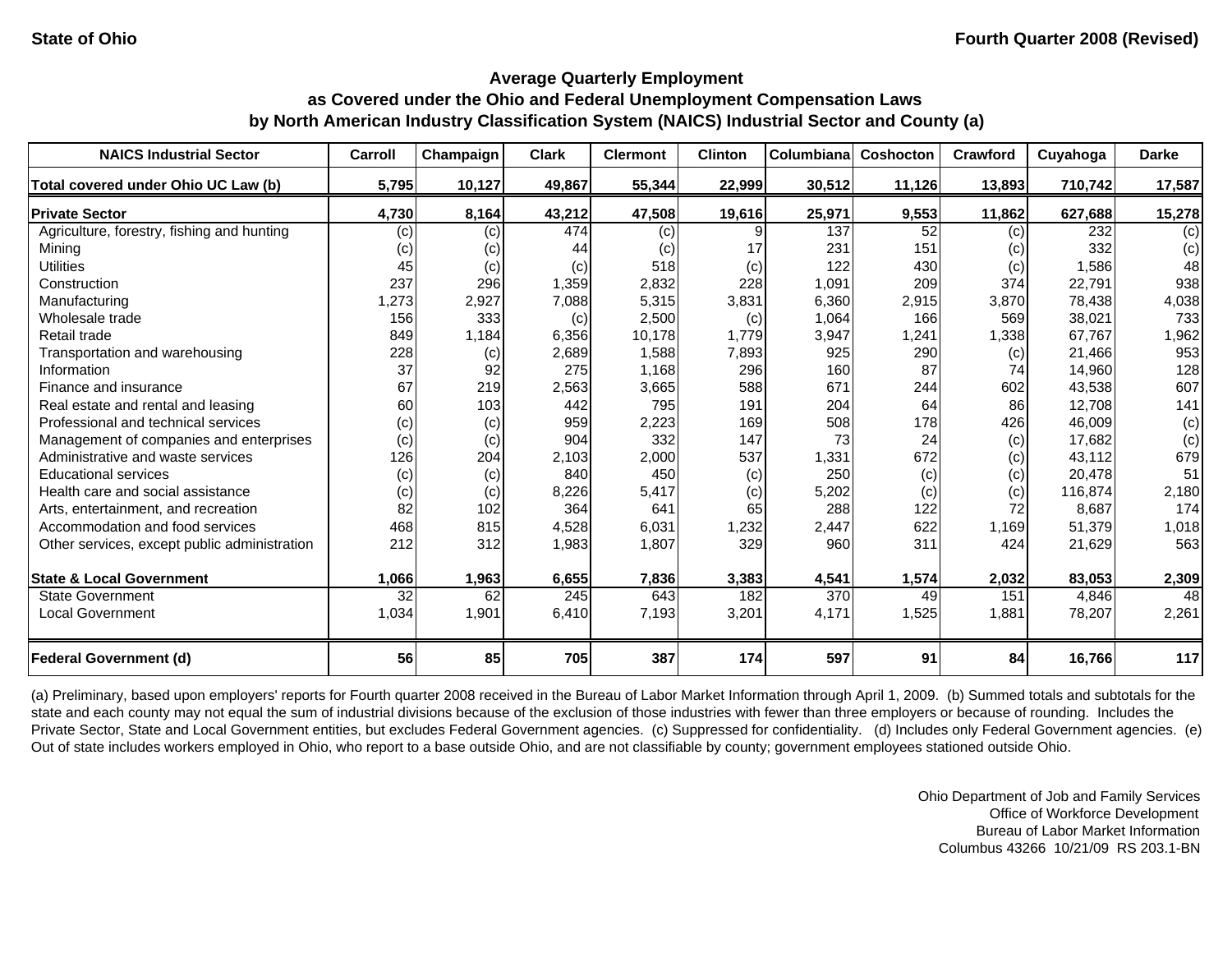State of Ohio — Fourth Quarter 2008 (Revised)

## Average Quarterly Employment as Covered under the Ohio and Federal Unemployment Compensation Laws by North American Industry Classification System (NAICS) Industrial Sector and County (a)

| NAICS Industrial Sector | Carroll | Champaign | Clark | Clermont | Clinton | Columbiana | Coshocton | Crawford | Cuyahoga | Darke |
|---|---|---|---|---|---|---|---|---|---|---|
| **Total covered under Ohio UC Law (b)** | **5,795** | **10,127** | **49,867** | **55,344** | **22,999** | **30,512** | **11,126** | **13,893** | **710,742** | **17,587** |
| **Private Sector** | **4,730** | **8,164** | **43,212** | **47,508** | **19,616** | **25,971** | **9,553** | **11,862** | **627,688** | **15,278** |
| Agriculture, forestry, fishing and hunting | (c) | (c) | 474 | (c) | 9 | 137 | 52 | (c) | 232 | (c) |
| Mining | (c) | (c) | 44 | (c) | 17 | 231 | 151 | (c) | 332 | (c) |
| Utilities | 45 | (c) | (c) | 518 | (c) | 122 | 430 | (c) | 1,586 | 48 |
| Construction | 237 | 296 | 1,359 | 2,832 | 228 | 1,091 | 209 | 374 | 22,791 | 938 |
| Manufacturing | 1,273 | 2,927 | 7,088 | 5,315 | 3,831 | 6,360 | 2,915 | 3,870 | 78,438 | 4,038 |
| Wholesale trade | 156 | 333 | (c) | 2,500 | (c) | 1,064 | 166 | 569 | 38,021 | 733 |
| Retail trade | 849 | 1,184 | 6,356 | 10,178 | 1,779 | 3,947 | 1,241 | 1,338 | 67,767 | 1,962 |
| Transportation and warehousing | 228 | (c) | 2,689 | 1,588 | 7,893 | 925 | 290 | (c) | 21,466 | 953 |
| Information | 37 | 92 | 275 | 1,168 | 296 | 160 | 87 | 74 | 14,960 | 128 |
| Finance and insurance | 67 | 219 | 2,563 | 3,665 | 588 | 671 | 244 | 602 | 43,538 | 607 |
| Real estate and rental and leasing | 60 | 103 | 442 | 795 | 191 | 204 | 64 | 86 | 12,708 | 141 |
| Professional and technical services | (c) | (c) | 959 | 2,223 | 169 | 508 | 178 | 426 | 46,009 | (c) |
| Management of companies and enterprises | (c) | (c) | 904 | 332 | 147 | 73 | 24 | (c) | 17,682 | (c) |
| Administrative and waste services | 126 | 204 | 2,103 | 2,000 | 537 | 1,331 | 672 | (c) | 43,112 | 679 |
| Educational services | (c) | (c) | 840 | 450 | (c) | 250 | (c) | (c) | 20,478 | 51 |
| Health care and social assistance | (c) | (c) | 8,226 | 5,417 | (c) | 5,202 | (c) | (c) | 116,874 | 2,180 |
| Arts, entertainment, and recreation | 82 | 102 | 364 | 641 | 65 | 288 | 122 | 72 | 8,687 | 174 |
| Accommodation and food services | 468 | 815 | 4,528 | 6,031 | 1,232 | 2,447 | 622 | 1,169 | 51,379 | 1,018 |
| Other services, except public administration | 212 | 312 | 1,983 | 1,807 | 329 | 960 | 311 | 424 | 21,629 | 563 |
| **State & Local Government** | **1,066** | **1,963** | **6,655** | **7,836** | **3,383** | **4,541** | **1,574** | **2,032** | **83,053** | **2,309** |
| State Government | 32 | 62 | 245 | 643 | 182 | 370 | 49 | 151 | 4,846 | 48 |
| Local Government | 1,034 | 1,901 | 6,410 | 7,193 | 3,201 | 4,171 | 1,525 | 1,881 | 78,207 | 2,261 |
| **Federal Government (d)** | **56** | **85** | **705** | **387** | **174** | **597** | **91** | **84** | **16,766** | **117** |

(a) Preliminary, based upon employers' reports for Fourth quarter 2008 received in the Bureau of Labor Market Information through April 1, 2009. (b) Summed totals and subtotals for the state and each county may not equal the sum of industrial divisions because of the exclusion of those industries with fewer than three employers or because of rounding. Includes the Private Sector, State and Local Government entities, but excludes Federal Government agencies. (c) Suppressed for confidentiality. (d) Includes only Federal Government agencies. (e) Out of state includes workers employed in Ohio, who report to a base outside Ohio, and are not classifiable by county; government employees stationed outside Ohio.

Ohio Department of Job and Family Services
Office of Workforce Development
Bureau of Labor Market Information
Columbus 43266 10/21/09 RS 203.1-BN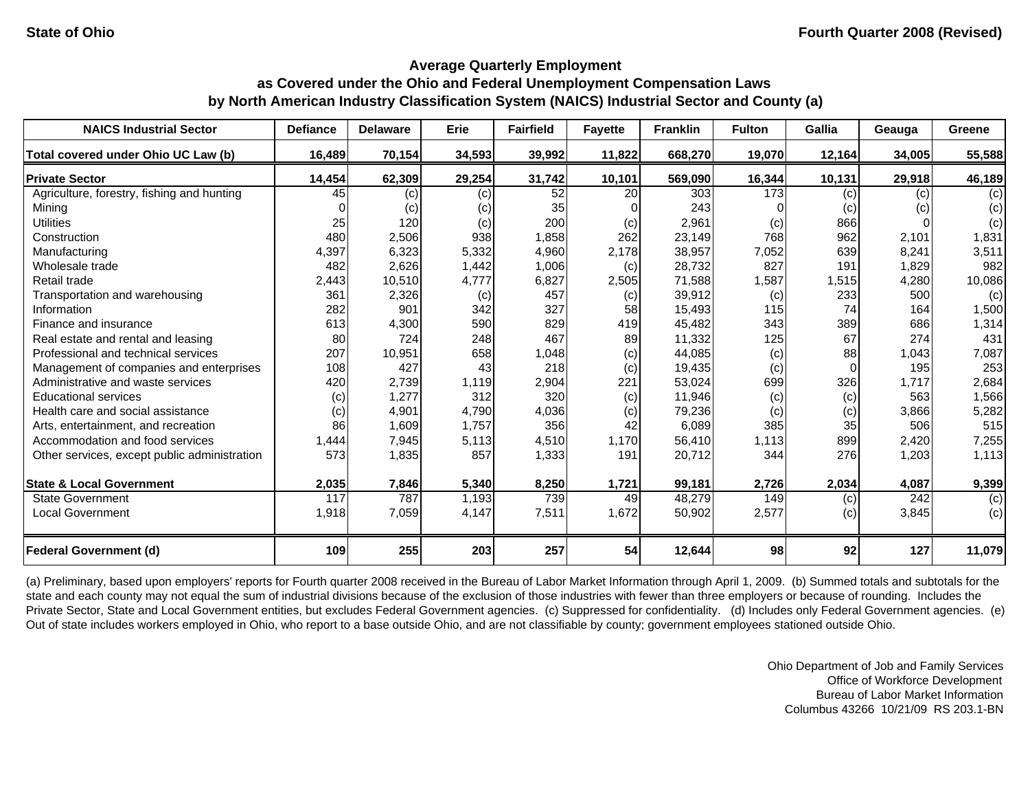State of Ohio — Fourth Quarter 2008 (Revised)

## Average Quarterly Employment as Covered under the Ohio and Federal Unemployment Compensation Laws by North American Industry Classification System (NAICS) Industrial Sector and County (a)

| NAICS Industrial Sector | Defiance | Delaware | Erie | Fairfield | Fayette | Franklin | Fulton | Gallia | Geauga | Greene |
|---|---|---|---|---|---|---|---|---|---|---|
| **Total covered under Ohio UC Law (b)** | **16,489** | **70,154** | **34,593** | **39,992** | **11,822** | **668,270** | **19,070** | **12,164** | **34,005** | **55,588** |
| **Private Sector** | **14,454** | **62,309** | **29,254** | **31,742** | **10,101** | **569,090** | **16,344** | **10,131** | **29,918** | **46,189** |
| Agriculture, forestry, fishing and hunting | 45 | (c) | (c) | 52 | 20 | 303 | 173 | (c) | (c) | (c) |
| Mining | 0 | (c) | (c) | 35 | 0 | 243 | 0 | (c) | (c) | (c) |
| Utilities | 25 | 120 | (c) | 200 | (c) | 2,961 | (c) | 866 | 0 | (c) |
| Construction | 480 | 2,506 | 938 | 1,858 | 262 | 23,149 | 768 | 962 | 2,101 | 1,831 |
| Manufacturing | 4,397 | 6,323 | 5,332 | 4,960 | 2,178 | 38,957 | 7,052 | 639 | 8,241 | 3,511 |
| Wholesale trade | 482 | 2,626 | 1,442 | 1,006 | (c) | 28,732 | 827 | 191 | 1,829 | 982 |
| Retail trade | 2,443 | 10,510 | 4,777 | 6,827 | 2,505 | 71,588 | 1,587 | 1,515 | 4,280 | 10,086 |
| Transportation and warehousing | 361 | 2,326 | (c) | 457 | (c) | 39,912 | (c) | 233 | 500 | (c) |
| Information | 282 | 901 | 342 | 327 | 58 | 15,493 | 115 | 74 | 164 | 1,500 |
| Finance and insurance | 613 | 4,300 | 590 | 829 | 419 | 45,482 | 343 | 389 | 686 | 1,314 |
| Real estate and rental and leasing | 80 | 724 | 248 | 467 | 89 | 11,332 | 125 | 67 | 274 | 431 |
| Professional and technical services | 207 | 10,951 | 658 | 1,048 | (c) | 44,085 | (c) | 88 | 1,043 | 7,087 |
| Management of companies and enterprises | 108 | 427 | 43 | 218 | (c) | 19,435 | (c) | 0 | 195 | 253 |
| Administrative and waste services | 420 | 2,739 | 1,119 | 2,904 | 221 | 53,024 | 699 | 326 | 1,717 | 2,684 |
| Educational services | (c) | 1,277 | 312 | 320 | (c) | 11,946 | (c) | (c) | 563 | 1,566 |
| Health care and social assistance | (c) | 4,901 | 4,790 | 4,036 | (c) | 79,236 | (c) | (c) | 3,866 | 5,282 |
| Arts, entertainment, and recreation | 86 | 1,609 | 1,757 | 356 | 42 | 6,089 | 385 | 35 | 506 | 515 |
| Accommodation and food services | 1,444 | 7,945 | 5,113 | 4,510 | 1,170 | 56,410 | 1,113 | 899 | 2,420 | 7,255 |
| Other services, except public administration | 573 | 1,835 | 857 | 1,333 | 191 | 20,712 | 344 | 276 | 1,203 | 1,113 |
| **State & Local Government** | **2,035** | **7,846** | **5,340** | **8,250** | **1,721** | **99,181** | **2,726** | **2,034** | **4,087** | **9,399** |
| State Government | 117 | 787 | 1,193 | 739 | 49 | 48,279 | 149 | (c) | 242 | (c) |
| Local Government | 1,918 | 7,059 | 4,147 | 7,511 | 1,672 | 50,902 | 2,577 | (c) | 3,845 | (c) |
| **Federal Government (d)** | **109** | **255** | **203** | **257** | **54** | **12,644** | **98** | **92** | **127** | **11,079** |

(a) Preliminary, based upon employers' reports for Fourth quarter 2008 received in the Bureau of Labor Market Information through April 1, 2009. (b) Summed totals and subtotals for the state and each county may not equal the sum of industrial divisions because of the exclusion of those industries with fewer than three employers or because of rounding. Includes the Private Sector, State and Local Government entities, but excludes Federal Government agencies. (c) Suppressed for confidentiality. (d) Includes only Federal Government agencies. (e) Out of state includes workers employed in Ohio, who report to a base outside Ohio, and are not classifiable by county; government employees stationed outside Ohio.

Ohio Department of Job and Family Services
Office of Workforce Development
Bureau of Labor Market Information
Columbus 43266 10/21/09 RS 203.1-BN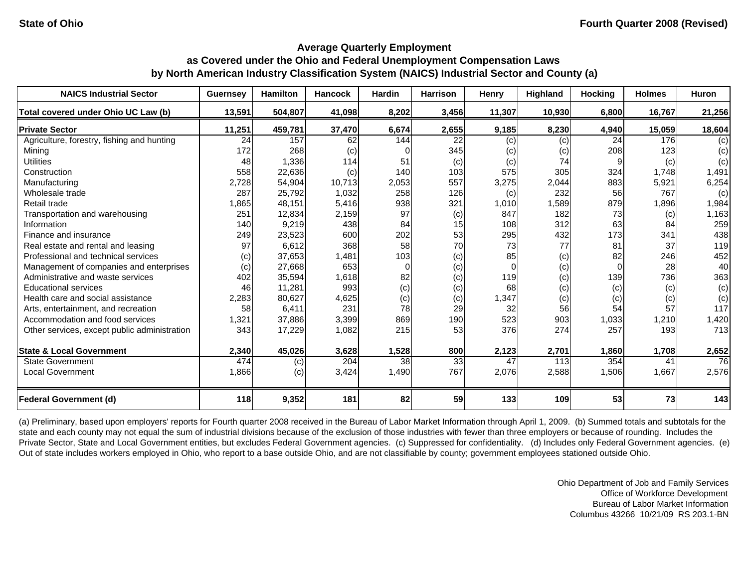State of Ohio

Fourth Quarter 2008 (Revised)

## Average Quarterly Employment
## as Covered under the Ohio and Federal Unemployment Compensation Laws
## by North American Industry Classification System (NAICS) Industrial Sector and County (a)

| NAICS Industrial Sector | Guernsey | Hamilton | Hancock | Hardin | Harrison | Henry | Highland | Hocking | Holmes | Huron |
|---|---|---|---|---|---|---|---|---|---|---|
| **Total covered under Ohio UC Law (b)** | **13,591** | **504,807** | **41,098** | **8,202** | **3,456** | **11,307** | **10,930** | **6,800** | **16,767** | **21,256** |
| **Private Sector** | **11,251** | **459,781** | **37,470** | **6,674** | **2,655** | **9,185** | **8,230** | **4,940** | **15,059** | **18,604** |
| Agriculture, forestry, fishing and hunting | 24 | 157 | 62 | 144 | 22 | (c) | (c) | 24 | 176 | (c) |
| Mining | 172 | 268 | (c) | 0 | 345 | (c) | (c) | 208 | 123 | (c) |
| Utilities | 48 | 1,336 | 114 | 51 | (c) | (c) | 74 | 9 | (c) | (c) |
| Construction | 558 | 22,636 | (c) | 140 | 103 | 575 | 305 | 324 | 1,748 | 1,491 |
| Manufacturing | 2,728 | 54,904 | 10,713 | 2,053 | 557 | 3,275 | 2,044 | 883 | 5,921 | 6,254 |
| Wholesale trade | 287 | 25,792 | 1,032 | 258 | 126 | (c) | 232 | 56 | 767 | (c) |
| Retail trade | 1,865 | 48,151 | 5,416 | 938 | 321 | 1,010 | 1,589 | 879 | 1,896 | 1,984 |
| Transportation and warehousing | 251 | 12,834 | 2,159 | 97 | (c) | 847 | 182 | 73 | (c) | 1,163 |
| Information | 140 | 9,219 | 438 | 84 | 15 | 108 | 312 | 63 | 84 | 259 |
| Finance and insurance | 249 | 23,523 | 600 | 202 | 53 | 295 | 432 | 173 | 341 | 438 |
| Real estate and rental and leasing | 97 | 6,612 | 368 | 58 | 70 | 73 | 77 | 81 | 37 | 119 |
| Professional and technical services | (c) | 37,653 | 1,481 | 103 | (c) | 85 | (c) | 82 | 246 | 452 |
| Management of companies and enterprises | (c) | 27,668 | 653 | 0 | (c) | 0 | (c) | 0 | 28 | 40 |
| Administrative and waste services | 402 | 35,594 | 1,618 | 82 | (c) | 119 | (c) | 139 | 736 | 363 |
| Educational services | 46 | 11,281 | 993 | (c) | (c) | 68 | (c) | (c) | (c) | (c) |
| Health care and social assistance | 2,283 | 80,627 | 4,625 | (c) | (c) | 1,347 | (c) | (c) | (c) | (c) |
| Arts, entertainment, and recreation | 58 | 6,411 | 231 | 78 | 29 | 32 | 56 | 54 | 57 | 117 |
| Accommodation and food services | 1,321 | 37,886 | 3,399 | 869 | 190 | 523 | 903 | 1,033 | 1,210 | 1,420 |
| Other services, except public administration | 343 | 17,229 | 1,082 | 215 | 53 | 376 | 274 | 257 | 193 | 713 |
| **State & Local Government** | **2,340** | **45,026** | **3,628** | **1,528** | **800** | **2,123** | **2,701** | **1,860** | **1,708** | **2,652** |
| State Government | 474 | (c) | 204 | 38 | 33 | 47 | 113 | 354 | 41 | 76 |
| Local Government | 1,866 | (c) | 3,424 | 1,490 | 767 | 2,076 | 2,588 | 1,506 | 1,667 | 2,576 |
| **Federal Government (d)** | **118** | **9,352** | **181** | **82** | **59** | **133** | **109** | **53** | **73** | **143** |

(a) Preliminary, based upon employers' reports for Fourth quarter 2008 received in the Bureau of Labor Market Information through April 1, 2009. (b) Summed totals and subtotals for the state and each county may not equal the sum of industrial divisions because of the exclusion of those industries with fewer than three employers or because of rounding. Includes the Private Sector, State and Local Government entities, but excludes Federal Government agencies. (c) Suppressed for confidentiality. (d) Includes only Federal Government agencies. (e) Out of state includes workers employed in Ohio, who report to a base outside Ohio, and are not classifiable by county; government employees stationed outside Ohio.

Ohio Department of Job and Family Services
Office of Workforce Development
Bureau of Labor Market Information
Columbus 43266 10/21/09 RS 203.1-BN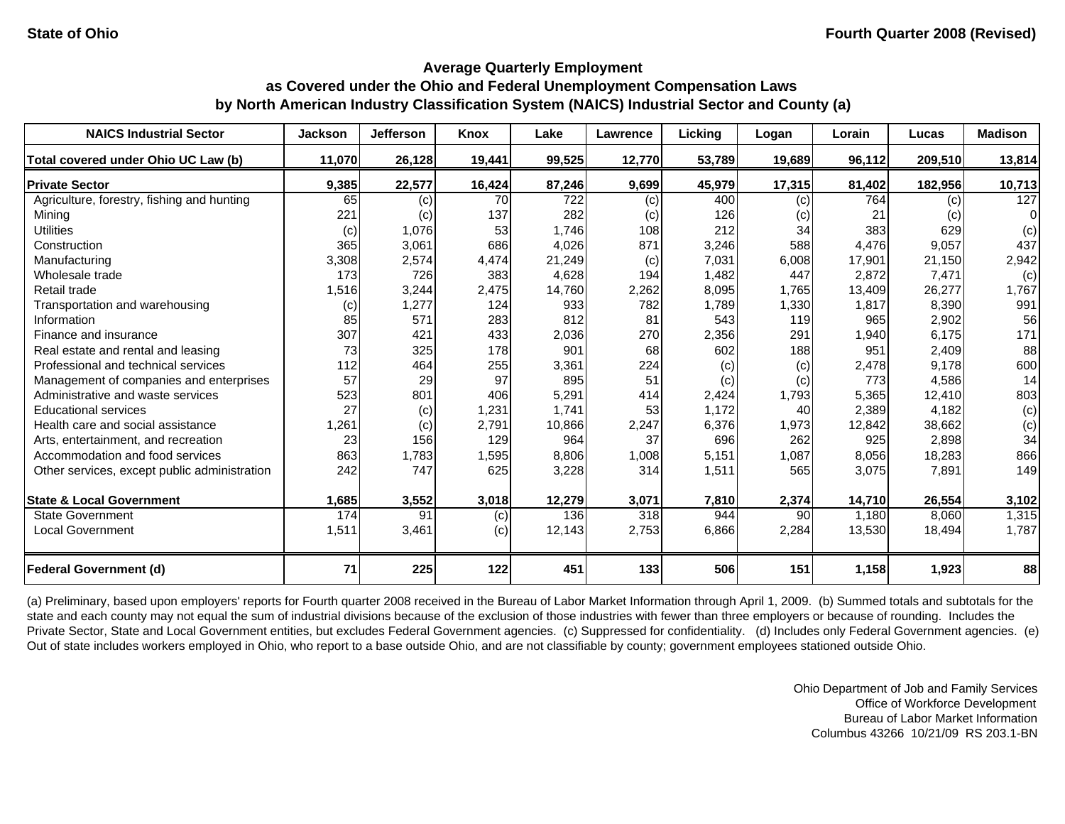State of Ohio

Fourth Quarter 2008 (Revised)

## Average Quarterly Employment as Covered under the Ohio and Federal Unemployment Compensation Laws by North American Industry Classification System (NAICS) Industrial Sector and County (a)

| NAICS Industrial Sector | Jackson | Jefferson | Knox | Lake | Lawrence | Licking | Logan | Lorain | Lucas | Madison |
|---|---|---|---|---|---|---|---|---|---|---|
| **Total covered under Ohio UC Law (b)** | **11,070** | **26,128** | **19,441** | **99,525** | **12,770** | **53,789** | **19,689** | **96,112** | **209,510** | **13,814** |
| **Private Sector** | **9,385** | **22,577** | **16,424** | **87,246** | **9,699** | **45,979** | **17,315** | **81,402** | **182,956** | **10,713** |
| Agriculture, forestry, fishing and hunting | 65 | (c) | 70 | 722 | (c) | 400 | (c) | 764 | (c) | 127 |
| Mining | 221 | (c) | 137 | 282 | (c) | 126 | (c) | 21 | (c) | 0 |
| Utilities | (c) | 1,076 | 53 | 1,746 | 108 | 212 | 34 | 383 | 629 | (c) |
| Construction | 365 | 3,061 | 686 | 4,026 | 871 | 3,246 | 588 | 4,476 | 9,057 | 437 |
| Manufacturing | 3,308 | 2,574 | 4,474 | 21,249 | (c) | 7,031 | 6,008 | 17,901 | 21,150 | 2,942 |
| Wholesale trade | 173 | 726 | 383 | 4,628 | 194 | 1,482 | 447 | 2,872 | 7,471 | (c) |
| Retail trade | 1,516 | 3,244 | 2,475 | 14,760 | 2,262 | 8,095 | 1,765 | 13,409 | 26,277 | 1,767 |
| Transportation and warehousing | (c) | 1,277 | 124 | 933 | 782 | 1,789 | 1,330 | 1,817 | 8,390 | 991 |
| Information | 85 | 571 | 283 | 812 | 81 | 543 | 119 | 965 | 2,902 | 56 |
| Finance and insurance | 307 | 421 | 433 | 2,036 | 270 | 2,356 | 291 | 1,940 | 6,175 | 171 |
| Real estate and rental and leasing | 73 | 325 | 178 | 901 | 68 | 602 | 188 | 951 | 2,409 | 88 |
| Professional and technical services | 112 | 464 | 255 | 3,361 | 224 | (c) | (c) | 2,478 | 9,178 | 600 |
| Management of companies and enterprises | 57 | 29 | 97 | 895 | 51 | (c) | (c) | 773 | 4,586 | 14 |
| Administrative and waste services | 523 | 801 | 406 | 5,291 | 414 | 2,424 | 1,793 | 5,365 | 12,410 | 803 |
| Educational services | 27 | (c) | 1,231 | 1,741 | 53 | 1,172 | 40 | 2,389 | 4,182 | (c) |
| Health care and social assistance | 1,261 | (c) | 2,791 | 10,866 | 2,247 | 6,376 | 1,973 | 12,842 | 38,662 | (c) |
| Arts, entertainment, and recreation | 23 | 156 | 129 | 964 | 37 | 696 | 262 | 925 | 2,898 | 34 |
| Accommodation and food services | 863 | 1,783 | 1,595 | 8,806 | 1,008 | 5,151 | 1,087 | 8,056 | 18,283 | 866 |
| Other services, except public administration | 242 | 747 | 625 | 3,228 | 314 | 1,511 | 565 | 3,075 | 7,891 | 149 |
| **State & Local Government** | **1,685** | **3,552** | **3,018** | **12,279** | **3,071** | **7,810** | **2,374** | **14,710** | **26,554** | **3,102** |
| State Government | 174 | 91 | (c) | 136 | 318 | 944 | 90 | 1,180 | 8,060 | 1,315 |
| Local Government | 1,511 | 3,461 | (c) | 12,143 | 2,753 | 6,866 | 2,284 | 13,530 | 18,494 | 1,787 |
| **Federal Government (d)** | **71** | **225** | **122** | **451** | **133** | **506** | **151** | **1,158** | **1,923** | **88** |

(a) Preliminary, based upon employers' reports for Fourth quarter 2008 received in the Bureau of Labor Market Information through April 1, 2009. (b) Summed totals and subtotals for the state and each county may not equal the sum of industrial divisions because of the exclusion of those industries with fewer than three employers or because of rounding. Includes the Private Sector, State and Local Government entities, but excludes Federal Government agencies. (c) Suppressed for confidentiality. (d) Includes only Federal Government agencies. (e) Out of state includes workers employed in Ohio, who report to a base outside Ohio, and are not classifiable by county; government employees stationed outside Ohio.

Ohio Department of Job and Family Services
Office of Workforce Development
Bureau of Labor Market Information
Columbus 43266 10/21/09 RS 203.1-BN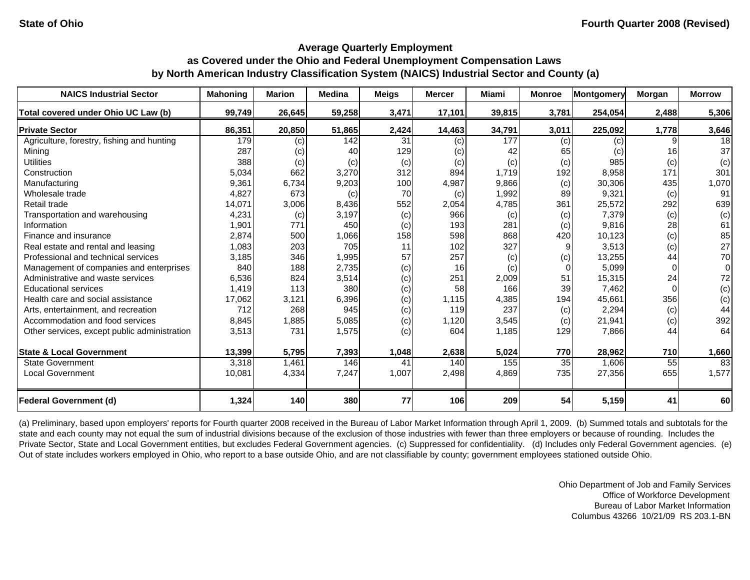State of Ohio

Fourth Quarter 2008 (Revised)

## Average Quarterly Employment as Covered under the Ohio and Federal Unemployment Compensation Laws by North American Industry Classification System (NAICS) Industrial Sector and County (a)

| NAICS Industrial Sector | Mahoning | Marion | Medina | Meigs | Mercer | Miami | Monroe | Montgomery | Morgan | Morrow |
|---|---|---|---|---|---|---|---|---|---|---|
| **Total covered under Ohio UC Law (b)** | **99,749** | **26,645** | **59,258** | **3,471** | **17,101** | **39,815** | **3,781** | **254,054** | **2,488** | **5,306** |
| **Private Sector** | **86,351** | **20,850** | **51,865** | **2,424** | **14,463** | **34,791** | **3,011** | **225,092** | **1,778** | **3,646** |
| Agriculture, forestry, fishing and hunting | 179 | (c) | 142 | 31 | (c) | 177 | (c) | (c) | 9 | 18 |
| Mining | 287 | (c) | 40 | 129 | (c) | 42 | 65 | (c) | 16 | 37 |
| Utilities | 388 | (c) | (c) | (c) | (c) | (c) | (c) | 985 | (c) | (c) |
| Construction | 5,034 | 662 | 3,270 | 312 | 894 | 1,719 | 192 | 8,958 | 171 | 301 |
| Manufacturing | 9,361 | 6,734 | 9,203 | 100 | 4,987 | 9,866 | (c) | 30,306 | 435 | 1,070 |
| Wholesale trade | 4,827 | 673 | (c) | 70 | (c) | 1,992 | 89 | 9,321 | (c) | 91 |
| Retail trade | 14,071 | 3,006 | 8,436 | 552 | 2,054 | 4,785 | 361 | 25,572 | 292 | 639 |
| Transportation and warehousing | 4,231 | (c) | 3,197 | (c) | 966 | (c) | (c) | 7,379 | (c) | (c) |
| Information | 1,901 | 771 | 450 | (c) | 193 | 281 | (c) | 9,816 | 28 | 61 |
| Finance and insurance | 2,874 | 500 | 1,066 | 158 | 598 | 868 | 420 | 10,123 | (c) | 85 |
| Real estate and rental and leasing | 1,083 | 203 | 705 | 11 | 102 | 327 | 9 | 3,513 | (c) | 27 |
| Professional and technical services | 3,185 | 346 | 1,995 | 57 | 257 | (c) | (c) | 13,255 | 44 | 70 |
| Management of companies and enterprises | 840 | 188 | 2,735 | (c) | 16 | (c) | 0 | 5,099 | 0 | 0 |
| Administrative and waste services | 6,536 | 824 | 3,514 | (c) | 251 | 2,009 | 51 | 15,315 | 24 | 72 |
| Educational services | 1,419 | 113 | 380 | (c) | 58 | 166 | 39 | 7,462 | 0 | (c) |
| Health care and social assistance | 17,062 | 3,121 | 6,396 | (c) | 1,115 | 4,385 | 194 | 45,661 | 356 | (c) |
| Arts, entertainment, and recreation | 712 | 268 | 945 | (c) | 119 | 237 | (c) | 2,294 | (c) | 44 |
| Accommodation and food services | 8,845 | 1,885 | 5,085 | (c) | 1,120 | 3,545 | (c) | 21,941 | (c) | 392 |
| Other services, except public administration | 3,513 | 731 | 1,575 | (c) | 604 | 1,185 | 129 | 7,866 | 44 | 64 |
| **State & Local Government** | **13,399** | **5,795** | **7,393** | **1,048** | **2,638** | **5,024** | **770** | **28,962** | **710** | **1,660** |
| State Government | 3,318 | 1,461 | 146 | 41 | 140 | 155 | 35 | 1,606 | 55 | 83 |
| Local Government | 10,081 | 4,334 | 7,247 | 1,007 | 2,498 | 4,869 | 735 | 27,356 | 655 | 1,577 |
| **Federal Government (d)** | **1,324** | **140** | **380** | **77** | **106** | **209** | **54** | **5,159** | **41** | **60** |

(a) Preliminary, based upon employers' reports for Fourth quarter 2008 received in the Bureau of Labor Market Information through April 1, 2009. (b) Summed totals and subtotals for the state and each county may not equal the sum of industrial divisions because of the exclusion of those industries with fewer than three employers or because of rounding. Includes the Private Sector, State and Local Government entities, but excludes Federal Government agencies. (c) Suppressed for confidentiality. (d) Includes only Federal Government agencies. (e) Out of state includes workers employed in Ohio, who report to a base outside Ohio, and are not classifiable by county; government employees stationed outside Ohio.

Ohio Department of Job and Family Services
Office of Workforce Development
Bureau of Labor Market Information
Columbus 43266 10/21/09 RS 203.1-BN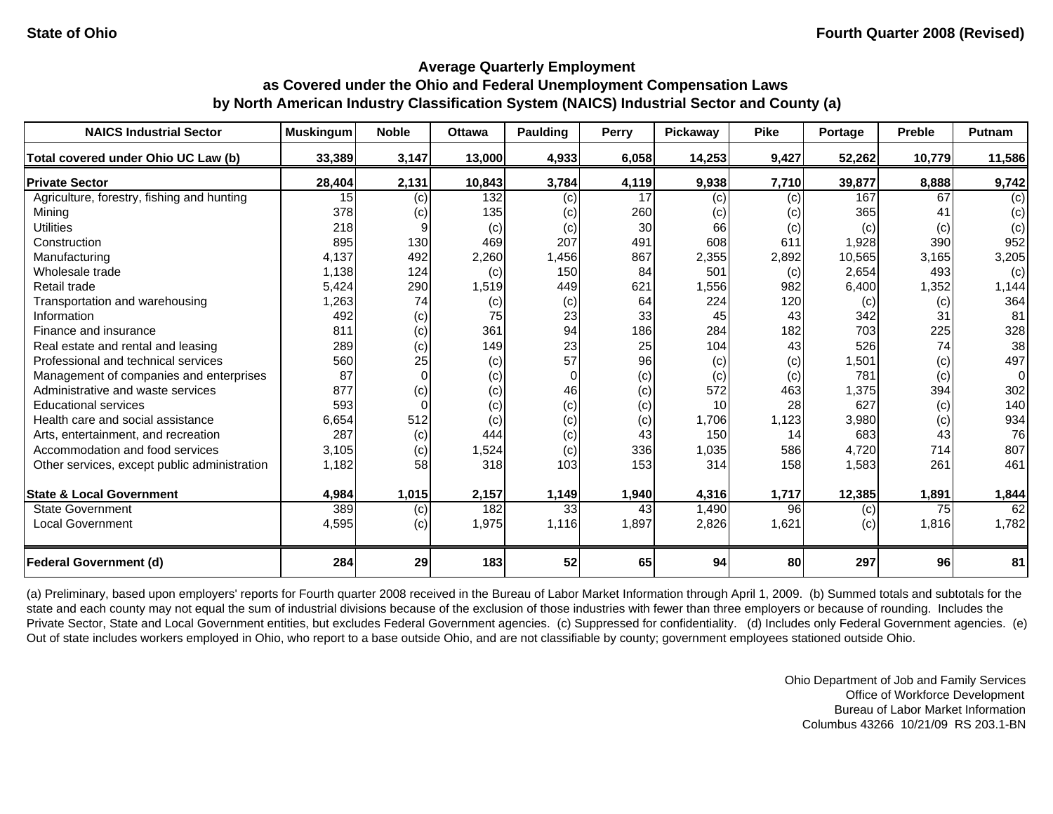State of Ohio — Fourth Quarter 2008 (Revised)

## Average Quarterly Employment as Covered under the Ohio and Federal Unemployment Compensation Laws by North American Industry Classification System (NAICS) Industrial Sector and County (a)

| NAICS Industrial Sector | Muskingum | Noble | Ottawa | Paulding | Perry | Pickaway | Pike | Portage | Preble | Putnam |
|---|---|---|---|---|---|---|---|---|---|---|
| **Total covered under Ohio UC Law (b)** | **33,389** | **3,147** | **13,000** | **4,933** | **6,058** | **14,253** | **9,427** | **52,262** | **10,779** | **11,586** |
| **Private Sector** | **28,404** | **2,131** | **10,843** | **3,784** | **4,119** | **9,938** | **7,710** | **39,877** | **8,888** | **9,742** |
| Agriculture, forestry, fishing and hunting | 15 | (c) | 132 | (c) | 17 | (c) | (c) | 167 | 67 | (c) |
| Mining | 378 | (c) | 135 | (c) | 260 | (c) | (c) | 365 | 41 | (c) |
| Utilities | 218 | 9 | (c) | (c) | 30 | 66 | (c) | (c) | (c) | (c) |
| Construction | 895 | 130 | 469 | 207 | 491 | 608 | 611 | 1,928 | 390 | 952 |
| Manufacturing | 4,137 | 492 | 2,260 | 1,456 | 867 | 2,355 | 2,892 | 10,565 | 3,165 | 3,205 |
| Wholesale trade | 1,138 | 124 | (c) | 150 | 84 | 501 | (c) | 2,654 | 493 | (c) |
| Retail trade | 5,424 | 290 | 1,519 | 449 | 621 | 1,556 | 982 | 6,400 | 1,352 | 1,144 |
| Transportation and warehousing | 1,263 | 74 | (c) | (c) | 64 | 224 | 120 | (c) | (c) | 364 |
| Information | 492 | (c) | 75 | 23 | 33 | 45 | 43 | 342 | 31 | 81 |
| Finance and insurance | 811 | (c) | 361 | 94 | 186 | 284 | 182 | 703 | 225 | 328 |
| Real estate and rental and leasing | 289 | (c) | 149 | 23 | 25 | 104 | 43 | 526 | 74 | 38 |
| Professional and technical services | 560 | 25 | (c) | 57 | 96 | (c) | (c) | 1,501 | (c) | 497 |
| Management of companies and enterprises | 87 | 0 | (c) | 0 | (c) | (c) | (c) | 781 | (c) | 0 |
| Administrative and waste services | 877 | (c) | (c) | 46 | (c) | 572 | 463 | 1,375 | 394 | 302 |
| Educational services | 593 | 0 | (c) | (c) | (c) | 10 | 28 | 627 | (c) | 140 |
| Health care and social assistance | 6,654 | 512 | (c) | (c) | (c) | 1,706 | 1,123 | 3,980 | (c) | 934 |
| Arts, entertainment, and recreation | 287 | (c) | 444 | (c) | 43 | 150 | 14 | 683 | 43 | 76 |
| Accommodation and food services | 3,105 | (c) | 1,524 | (c) | 336 | 1,035 | 586 | 4,720 | 714 | 807 |
| Other services, except public administration | 1,182 | 58 | 318 | 103 | 153 | 314 | 158 | 1,583 | 261 | 461 |
| **State & Local Government** | **4,984** | **1,015** | **2,157** | **1,149** | **1,940** | **4,316** | **1,717** | **12,385** | **1,891** | **1,844** |
| State Government | 389 | (c) | 182 | 33 | 43 | 1,490 | 96 | (c) | 75 | 62 |
| Local Government | 4,595 | (c) | 1,975 | 1,116 | 1,897 | 2,826 | 1,621 | (c) | 1,816 | 1,782 |
| **Federal Government (d)** | **284** | **29** | **183** | **52** | **65** | **94** | **80** | **297** | **96** | **81** |

(a) Preliminary, based upon employers' reports for Fourth quarter 2008 received in the Bureau of Labor Market Information through April 1, 2009. (b) Summed totals and subtotals for the state and each county may not equal the sum of industrial divisions because of the exclusion of those industries with fewer than three employers or because of rounding. Includes the Private Sector, State and Local Government entities, but excludes Federal Government agencies. (c) Suppressed for confidentiality. (d) Includes only Federal Government agencies. (e) Out of state includes workers employed in Ohio, who report to a base outside Ohio, and are not classifiable by county; government employees stationed outside Ohio.

Ohio Department of Job and Family Services
Office of Workforce Development
Bureau of Labor Market Information
Columbus 43266 10/21/09 RS 203.1-BN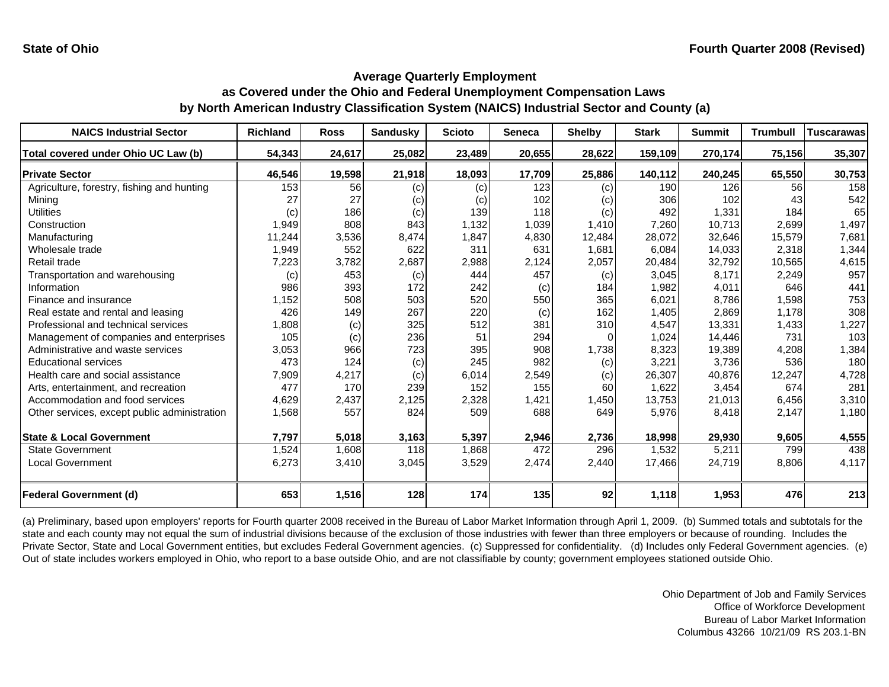State of Ohio

Fourth Quarter 2008 (Revised)

## Average Quarterly Employment as Covered under the Ohio and Federal Unemployment Compensation Laws by North American Industry Classification System (NAICS) Industrial Sector and County (a)

| NAICS Industrial Sector | Richland | Ross | Sandusky | Scioto | Seneca | Shelby | Stark | Summit | Trumbull | Tuscarawas |
|---|---|---|---|---|---|---|---|---|---|---|
| **Total covered under Ohio UC Law (b)** | **54,343** | **24,617** | **25,082** | **23,489** | **20,655** | **28,622** | **159,109** | **270,174** | **75,156** | **35,307** |
| **Private Sector** | **46,546** | **19,598** | **21,918** | **18,093** | **17,709** | **25,886** | **140,112** | **240,245** | **65,550** | **30,753** |
| Agriculture, forestry, fishing and hunting | 153 | 56 | (c) | (c) | 123 | (c) | 190 | 126 | 56 | 158 |
| Mining | 27 | 27 | (c) | (c) | 102 | (c) | 306 | 102 | 43 | 542 |
| Utilities | (c) | 186 | (c) | 139 | 118 | (c) | 492 | 1,331 | 184 | 65 |
| Construction | 1,949 | 808 | 843 | 1,132 | 1,039 | 1,410 | 7,260 | 10,713 | 2,699 | 1,497 |
| Manufacturing | 11,244 | 3,536 | 8,474 | 1,847 | 4,830 | 12,484 | 28,072 | 32,646 | 15,579 | 7,681 |
| Wholesale trade | 1,949 | 552 | 622 | 311 | 631 | 1,681 | 6,084 | 14,033 | 2,318 | 1,344 |
| Retail trade | 7,223 | 3,782 | 2,687 | 2,988 | 2,124 | 2,057 | 20,484 | 32,792 | 10,565 | 4,615 |
| Transportation and warehousing | (c) | 453 | (c) | 444 | 457 | (c) | 3,045 | 8,171 | 2,249 | 957 |
| Information | 986 | 393 | 172 | 242 | (c) | 184 | 1,982 | 4,011 | 646 | 441 |
| Finance and insurance | 1,152 | 508 | 503 | 520 | 550 | 365 | 6,021 | 8,786 | 1,598 | 753 |
| Real estate and rental and leasing | 426 | 149 | 267 | 220 | (c) | 162 | 1,405 | 2,869 | 1,178 | 308 |
| Professional and technical services | 1,808 | (c) | 325 | 512 | 381 | 310 | 4,547 | 13,331 | 1,433 | 1,227 |
| Management of companies and enterprises | 105 | (c) | 236 | 51 | 294 | 0 | 1,024 | 14,446 | 731 | 103 |
| Administrative and waste services | 3,053 | 966 | 723 | 395 | 908 | 1,738 | 8,323 | 19,389 | 4,208 | 1,384 |
| Educational services | 473 | 124 | (c) | 245 | 982 | (c) | 3,221 | 3,736 | 536 | 180 |
| Health care and social assistance | 7,909 | 4,217 | (c) | 6,014 | 2,549 | (c) | 26,307 | 40,876 | 12,247 | 4,728 |
| Arts, entertainment, and recreation | 477 | 170 | 239 | 152 | 155 | 60 | 1,622 | 3,454 | 674 | 281 |
| Accommodation and food services | 4,629 | 2,437 | 2,125 | 2,328 | 1,421 | 1,450 | 13,753 | 21,013 | 6,456 | 3,310 |
| Other services, except public administration | 1,568 | 557 | 824 | 509 | 688 | 649 | 5,976 | 8,418 | 2,147 | 1,180 |
| **State & Local Government** | **7,797** | **5,018** | **3,163** | **5,397** | **2,946** | **2,736** | **18,998** | **29,930** | **9,605** | **4,555** |
| State Government | 1,524 | 1,608 | 118 | 1,868 | 472 | 296 | 1,532 | 5,211 | 799 | 438 |
| Local Government | 6,273 | 3,410 | 3,045 | 3,529 | 2,474 | 2,440 | 17,466 | 24,719 | 8,806 | 4,117 |
| **Federal Government (d)** | **653** | **1,516** | **128** | **174** | **135** | **92** | **1,118** | **1,953** | **476** | **213** |

(a) Preliminary, based upon employers' reports for Fourth quarter 2008 received in the Bureau of Labor Market Information through April 1, 2009. (b) Summed totals and subtotals for the state and each county may not equal the sum of industrial divisions because of the exclusion of those industries with fewer than three employers or because of rounding. Includes the Private Sector, State and Local Government entities, but excludes Federal Government agencies. (c) Suppressed for confidentiality. (d) Includes only Federal Government agencies. (e) Out of state includes workers employed in Ohio, who report to a base outside Ohio, and are not classifiable by county; government employees stationed outside Ohio.

Ohio Department of Job and Family Services
Office of Workforce Development
Bureau of Labor Market Information
Columbus 43266 10/21/09 RS 203.1-BN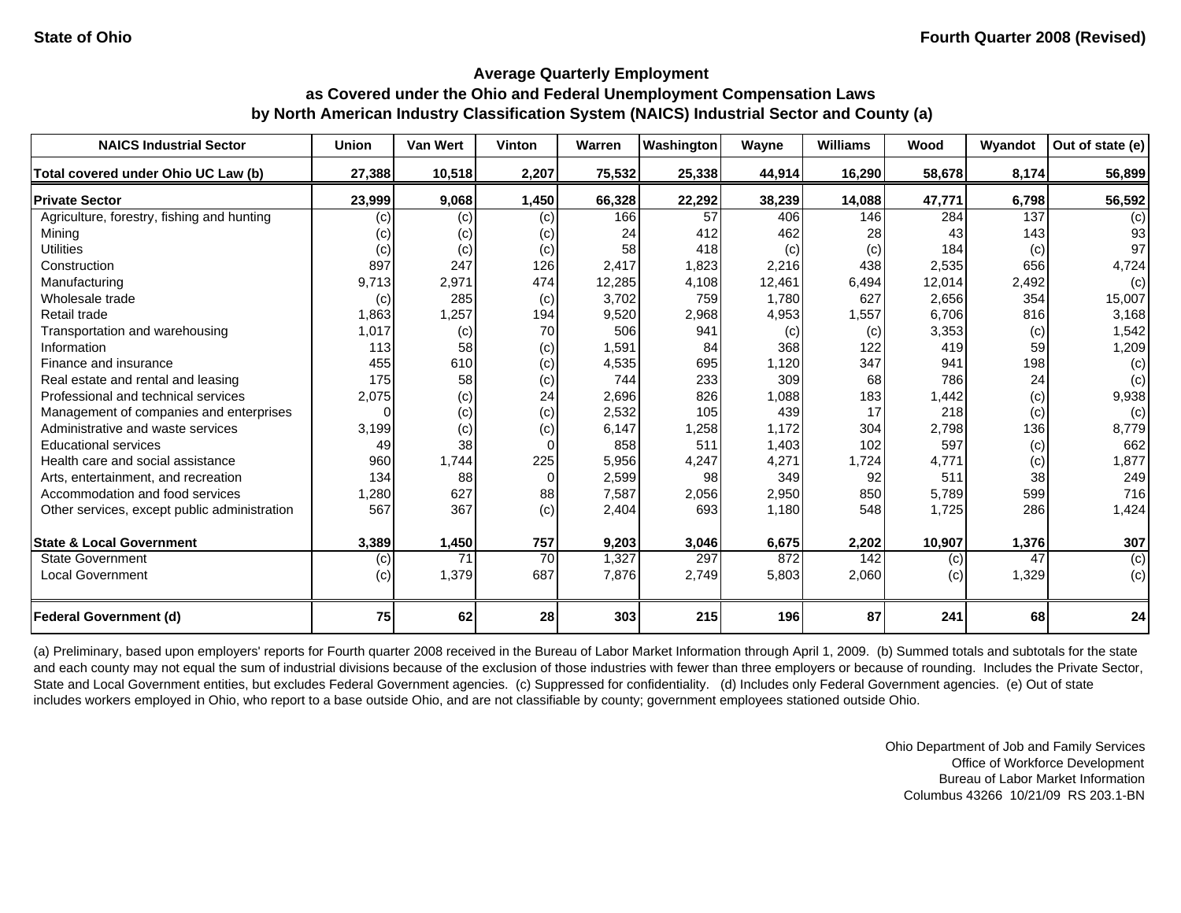**State of Ohio** **Fourth Quarter 2008 (Revised)**

## Average Quarterly Employment
## as Covered under the Ohio and Federal Unemployment Compensation Laws
## by North American Industry Classification System (NAICS) Industrial Sector and County (a)

| NAICS Industrial Sector | Union | Van Wert | Vinton | Warren | Washington | Wayne | Williams | Wood | Wyandot | Out of state (e) |
|---|---|---|---|---|---|---|---|---|---|---|
| **Total covered under Ohio UC Law (b)** | **27,388** | **10,518** | **2,207** | **75,532** | **25,338** | **44,914** | **16,290** | **58,678** | **8,174** | **56,899** |
| **Private Sector** | **23,999** | **9,068** | **1,450** | **66,328** | **22,292** | **38,239** | **14,088** | **47,771** | **6,798** | **56,592** |
| Agriculture, forestry, fishing and hunting | (c) | (c) | (c) | 166 | 57 | 406 | 146 | 284 | 137 | (c) |
| Mining | (c) | (c) | (c) | 24 | 412 | 462 | 28 | 43 | 143 | 93 |
| Utilities | (c) | (c) | (c) | 58 | 418 | (c) | (c) | 184 | (c) | 97 |
| Construction | 897 | 247 | 126 | 2,417 | 1,823 | 2,216 | 438 | 2,535 | 656 | 4,724 |
| Manufacturing | 9,713 | 2,971 | 474 | 12,285 | 4,108 | 12,461 | 6,494 | 12,014 | 2,492 | (c) |
| Wholesale trade | (c) | 285 | (c) | 3,702 | 759 | 1,780 | 627 | 2,656 | 354 | 15,007 |
| Retail trade | 1,863 | 1,257 | 194 | 9,520 | 2,968 | 4,953 | 1,557 | 6,706 | 816 | 3,168 |
| Transportation and warehousing | 1,017 | (c) | 70 | 506 | 941 | (c) | (c) | 3,353 | (c) | 1,542 |
| Information | 113 | 58 | (c) | 1,591 | 84 | 368 | 122 | 419 | 59 | 1,209 |
| Finance and insurance | 455 | 610 | (c) | 4,535 | 695 | 1,120 | 347 | 941 | 198 | (c) |
| Real estate and rental and leasing | 175 | 58 | (c) | 744 | 233 | 309 | 68 | 786 | 24 | (c) |
| Professional and technical services | 2,075 | (c) | 24 | 2,696 | 826 | 1,088 | 183 | 1,442 | (c) | 9,938 |
| Management of companies and enterprises | 0 | (c) | (c) | 2,532 | 105 | 439 | 17 | 218 | (c) | (c) |
| Administrative and waste services | 3,199 | (c) | (c) | 6,147 | 1,258 | 1,172 | 304 | 2,798 | 136 | 8,779 |
| Educational services | 49 | 38 | 0 | 858 | 511 | 1,403 | 102 | 597 | (c) | 662 |
| Health care and social assistance | 960 | 1,744 | 225 | 5,956 | 4,247 | 4,271 | 1,724 | 4,771 | (c) | 1,877 |
| Arts, entertainment, and recreation | 134 | 88 | 0 | 2,599 | 98 | 349 | 92 | 511 | 38 | 249 |
| Accommodation and food services | 1,280 | 627 | 88 | 7,587 | 2,056 | 2,950 | 850 | 5,789 | 599 | 716 |
| Other services, except public administration | 567 | 367 | (c) | 2,404 | 693 | 1,180 | 548 | 1,725 | 286 | 1,424 |
| **State & Local Government** | **3,389** | **1,450** | **757** | **9,203** | **3,046** | **6,675** | **2,202** | **10,907** | **1,376** | **307** |
| State Government | (c) | 71 | 70 | 1,327 | 297 | 872 | 142 | (c) | 47 | (c) |
| Local Government | (c) | 1,379 | 687 | 7,876 | 2,749 | 5,803 | 2,060 | (c) | 1,329 | (c) |
| **Federal Government (d)** | **75** | **62** | **28** | **303** | **215** | **196** | **87** | **241** | **68** | **24** |

(a) Preliminary, based upon employers' reports for Fourth quarter 2008 received in the Bureau of Labor Market Information through April 1, 2009. (b) Summed totals and subtotals for the state and each county may not equal the sum of industrial divisions because of the exclusion of those industries with fewer than three employers or because of rounding. Includes the Private Sector, State and Local Government entities, but excludes Federal Government agencies. (c) Suppressed for confidentiality. (d) Includes only Federal Government agencies. (e) Out of state includes workers employed in Ohio, who report to a base outside Ohio, and are not classifiable by county; government employees stationed outside Ohio.

Ohio Department of Job and Family Services
Office of Workforce Development
Bureau of Labor Market Information
Columbus 43266 10/21/09 RS 203.1-BN